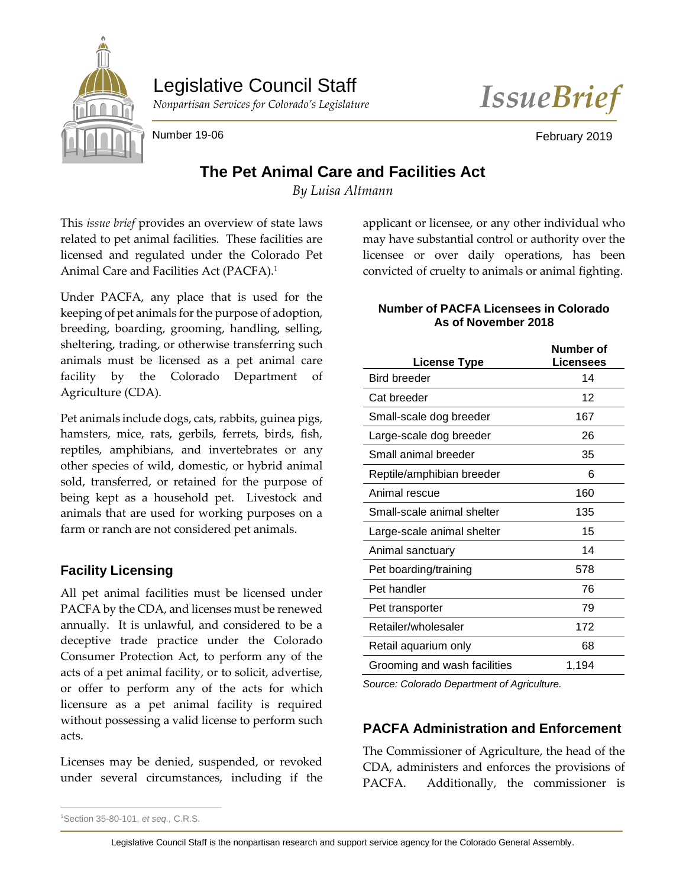Legislative Council Staff

*Nonpartisan Services for Colorado's Legislature*

*IssueBrief*

Number 19-06

February 2019

# The Pet Animal Care and Facilities Act

*By Luisa Altmann*

This *issue brief* provides an overview of state laws related to pet animal facilities. These facilities are licensed and regulated under the Colorado Pet Animal Care and Facilities Act (PACFA).[1]

Under PACFA, any place that is used for the keeping of pet animals for the purpose of adoption, breeding, boarding, grooming, handling, selling, sheltering, trading, or otherwise transferring such animals must be licensed as a pet animal care facility by the Colorado Department of Agriculture (CDA).

Pet animals include dogs, cats, rabbits, guinea pigs, hamsters, mice, rats, gerbils, ferrets, birds, fish, reptiles, amphibians, and invertebrates or any other species of wild, domestic, or hybrid animal sold, transferred, or retained for the purpose of being kept as a household pet. Livestock and animals that are used for working purposes on a farm or ranch are not considered pet animals.

## Facility Licensing

All pet animal facilities must be licensed under PACFA by the CDA, and licenses must be renewed annually. It is unlawful, and considered to be a deceptive trade practice under the Colorado Consumer Protection Act, to perform any of the acts of a pet animal facility, or to solicit, advertise, or offer to perform any of the acts for which licensure as a pet animal facility is required without possessing a valid license to perform such acts.

Licenses may be denied, suspended, or revoked under several circumstances, including if the applicant or licensee, or any other individual who may have substantial control or authority over the licensee or over daily operations, has been convicted of cruelty to animals or animal fighting.

**Number of PACFA Licensees in Colorado As of November 2018**

| License Type | Number of Licensees |
|---|---|
| Bird breeder | 14 |
| Cat breeder | 12 |
| Small-scale dog breeder | 167 |
| Large-scale dog breeder | 26 |
| Small animal breeder | 35 |
| Reptile/amphibian breeder | 6 |
| Animal rescue | 160 |
| Small-scale animal shelter | 135 |
| Large-scale animal shelter | 15 |
| Animal sanctuary | 14 |
| Pet boarding/training | 578 |
| Pet handler | 76 |
| Pet transporter | 79 |
| Retailer/wholesaler | 172 |
| Retail aquarium only | 68 |
| Grooming and wash facilities | 1,194 |

*Source: Colorado Department of Agriculture.*

## PACFA Administration and Enforcement

The Commissioner of Agriculture, the head of the CDA, administers and enforces the provisions of PACFA. Additionally, the commissioner is

[1]Section 35-80-101, *et seq.*, C.R.S.

Legislative Council Staff is the nonpartisan research and support service agency for the Colorado General Assembly.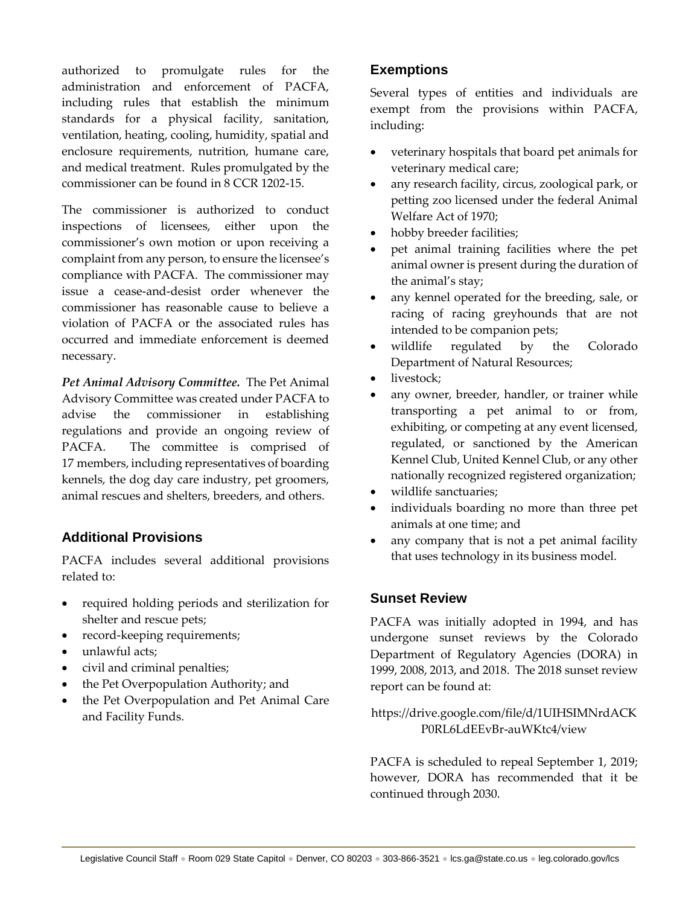authorized to promulgate rules for the administration and enforcement of PACFA, including rules that establish the minimum standards for a physical facility, sanitation, ventilation, heating, cooling, humidity, spatial and enclosure requirements, nutrition, humane care, and medical treatment. Rules promulgated by the commissioner can be found in 8 CCR 1202-15.

The commissioner is authorized to conduct inspections of licensees, either upon the commissioner's own motion or upon receiving a complaint from any person, to ensure the licensee's compliance with PACFA. The commissioner may issue a cease-and-desist order whenever the commissioner has reasonable cause to believe a violation of PACFA or the associated rules has occurred and immediate enforcement is deemed necessary.

***Pet Animal Advisory Committee.*** The Pet Animal Advisory Committee was created under PACFA to advise the commissioner in establishing regulations and provide an ongoing review of PACFA. The committee is comprised of 17 members, including representatives of boarding kennels, the dog day care industry, pet groomers, animal rescues and shelters, breeders, and others.

## Additional Provisions

PACFA includes several additional provisions related to:

- required holding periods and sterilization for shelter and rescue pets;
- record-keeping requirements;
- unlawful acts;
- civil and criminal penalties;
- the Pet Overpopulation Authority; and
- the Pet Overpopulation and Pet Animal Care and Facility Funds.

## Exemptions

Several types of entities and individuals are exempt from the provisions within PACFA, including:

- veterinary hospitals that board pet animals for veterinary medical care;
- any research facility, circus, zoological park, or petting zoo licensed under the federal Animal Welfare Act of 1970;
- hobby breeder facilities;
- pet animal training facilities where the pet animal owner is present during the duration of the animal's stay;
- any kennel operated for the breeding, sale, or racing of racing greyhounds that are not intended to be companion pets;
- wildlife regulated by the Colorado Department of Natural Resources;
- livestock;
- any owner, breeder, handler, or trainer while transporting a pet animal to or from, exhibiting, or competing at any event licensed, regulated, or sanctioned by the American Kennel Club, United Kennel Club, or any other nationally recognized registered organization;
- wildlife sanctuaries;
- individuals boarding no more than three pet animals at one time; and
- any company that is not a pet animal facility that uses technology in its business model.

## Sunset Review

PACFA was initially adopted in 1994, and has undergone sunset reviews by the Colorado Department of Regulatory Agencies (DORA) in 1999, 2008, 2013, and 2018. The 2018 sunset review report can be found at:

https://drive.google.com/file/d/1UIHSIMNrdACKP0RL6LdEEvBr-auWKtc4/view

PACFA is scheduled to repeal September 1, 2019; however, DORA has recommended that it be continued through 2030.